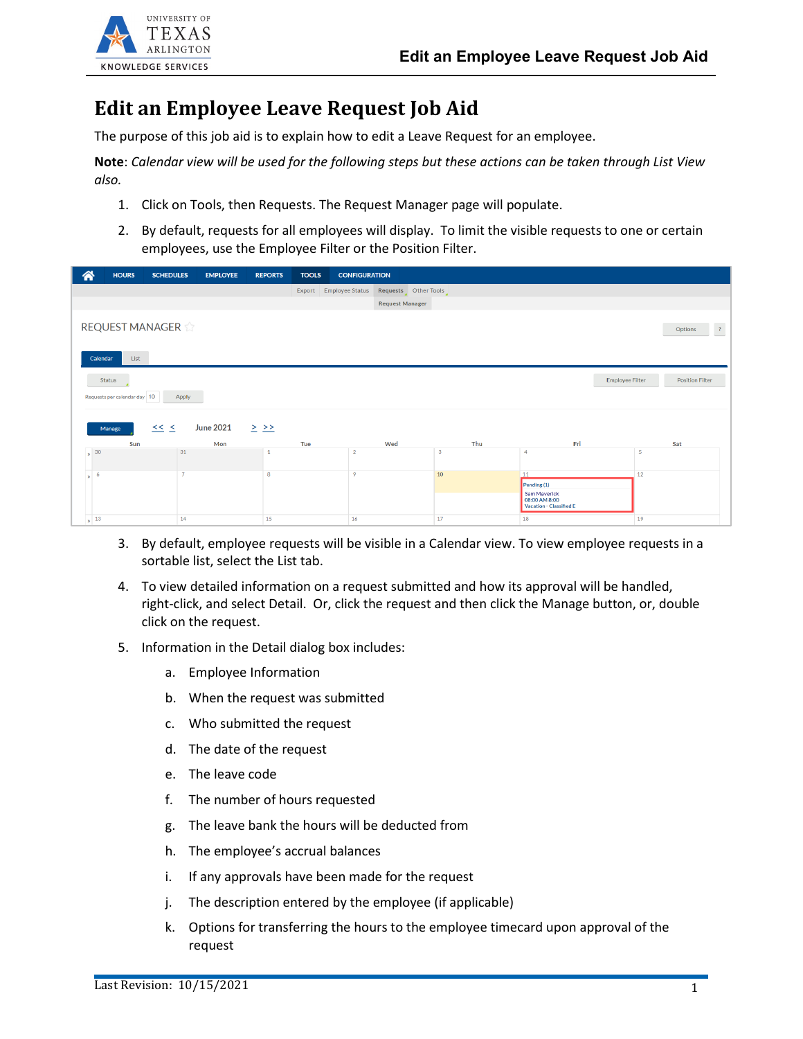# Edit an Employee Leave Request Job Aid

The purpose of this job aid is to explain how to edit a Leave Request for an employee.

**Note**: *Calendar view will be used for the following steps but these actions can be taken through List View also.*

1. Click on Tools, then Requests. The Request Manager page will populate.
2. By default, requests for all employees will display. To limit the visible requests to one or certain employees, use the Employee Filter or the Position Filter.
3. By default, employee requests will be visible in a Calendar view. To view employee requests in a sortable list, select the List tab.
4. To view detailed information on a request submitted and how its approval will be handled, right-click, and select Detail. Or, click the request and then click the Manage button, or, double click on the request.
5. Information in the Detail dialog box includes:
   a. Employee Information
   b. When the request was submitted
   c. Who submitted the request
   d. The date of the request
   e. The leave code
   f. The number of hours requested
   g. The leave bank the hours will be deducted from
   h. The employee's accrual balances
   i. If any approvals have been made for the request
   j. The description entered by the employee (if applicable)
   k. Options for transferring the hours to the employee timecard upon approval of the request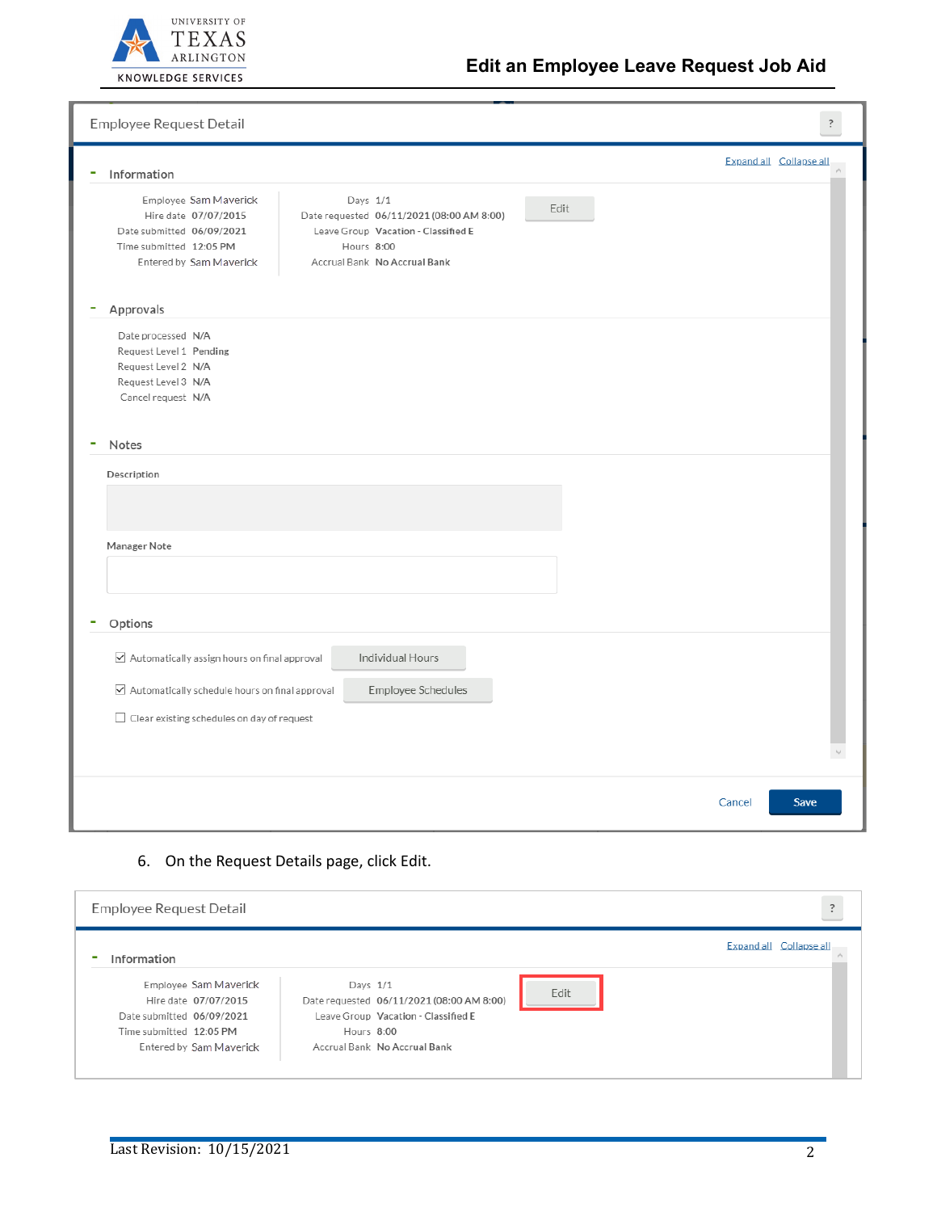Employee Request Detail

## Information

Employee Sam Maverick
Hire date 07/07/2015
Date submitted 06/09/2021
Time submitted 12:05 PM
Entered by Sam Maverick

Days 1/1
Date requested 06/11/2021 (08:00 AM 8:00)
Leave Group Vacation - Classified E
Hours 8:00
Accrual Bank No Accrual Bank

Edit

## Approvals

Date processed N/A
Request Level 1 Pending
Request Level 2 N/A
Request Level 3 N/A
Cancel request N/A

## Notes

Description

Manager Note

## Options

- [x] Automatically assign hours on final approval — Individual Hours
- [x] Automatically schedule hours on final approval — Employee Schedules
- [ ] Clear existing schedules on day of request

Cancel | Save

6. On the Request Details page, click Edit.

Employee Request Detail

## Information

Employee Sam Maverick
Hire date 07/07/2015
Date submitted 06/09/2021
Time submitted 12:05 PM
Entered by Sam Maverick

Days 1/1
Date requested 06/11/2021 (08:00 AM 8:00)
Leave Group Vacation - Classified E
Hours 8:00
Accrual Bank No Accrual Bank

Edit

Last Revision: 10/15/2021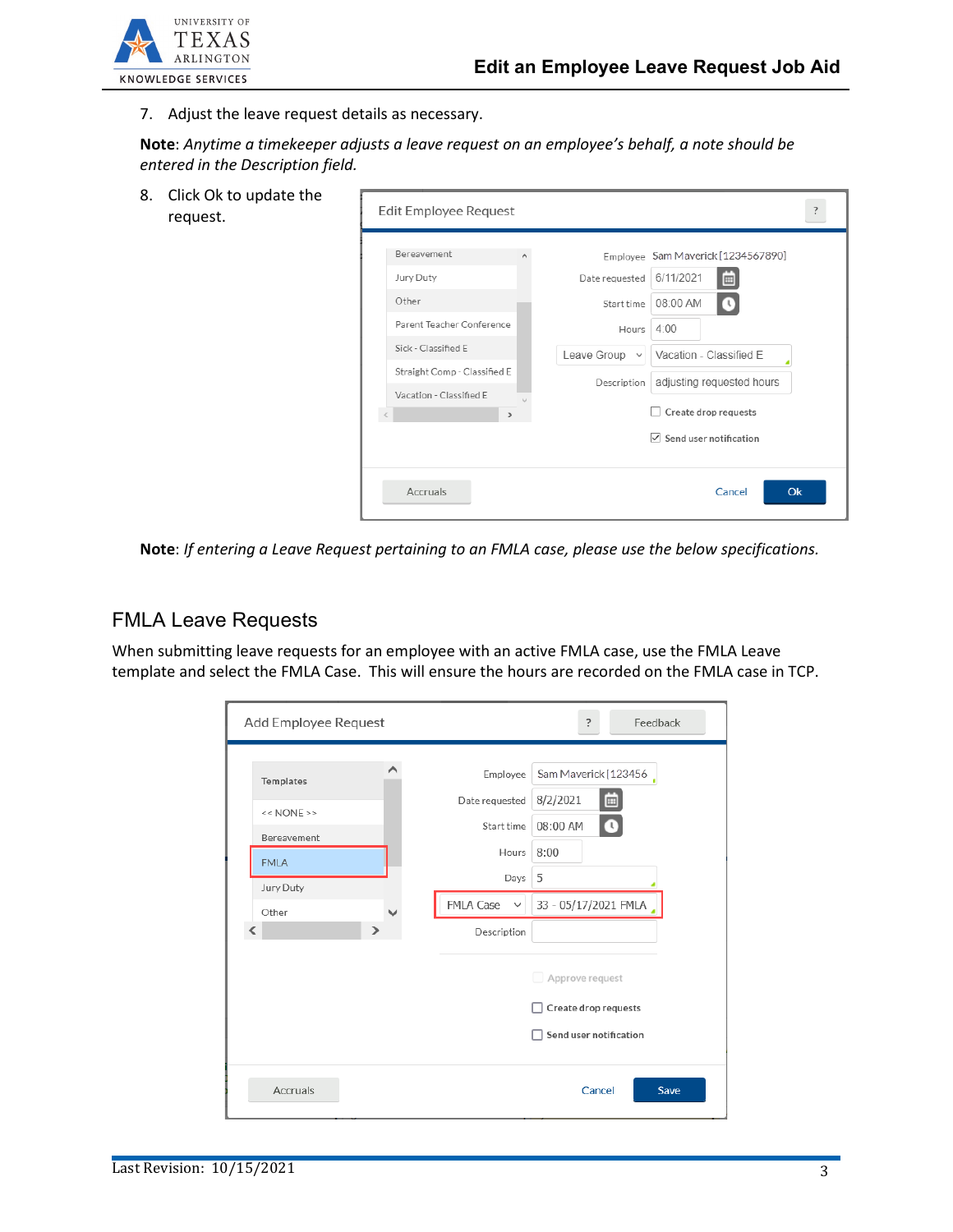7. Adjust the leave request details as necessary.

**Note**: *Anytime a timekeeper adjusts a leave request on an employee's behalf, a note should be entered in the Description field.*

8. Click Ok to update the request.

**Note**: *If entering a Leave Request pertaining to an FMLA case, please use the below specifications.*

## FMLA Leave Requests

When submitting leave requests for an employee with an active FMLA case, use the FMLA Leave template and select the FMLA Case. This will ensure the hours are recorded on the FMLA case in TCP.

Last Revision: 10/15/2021